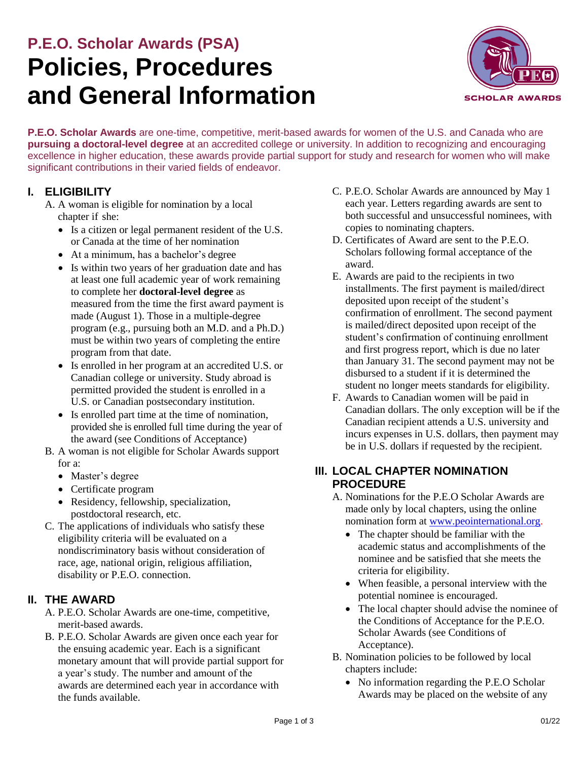# P.E.O. Scholar Awards (PSA)

# Policies, Procedures and General Information

**P.E.O. Scholar Awards** are one-time, competitive, merit-based awards for women of the U.S. and Canada who are **pursuing a doctoral-level degree** at an accredited college or university. In addition to recognizing and encouraging excellence in higher education, these awards provide partial support for study and research for women who will make significant contributions in their varied fields of endeavor.

## I. ELIGIBILITY

A. A woman is eligible for nomination by a local chapter if she:

- Is a citizen or legal permanent resident of the U.S. or Canada at the time of her nomination
- At a minimum, has a bachelor's degree
- Is within two years of her graduation date and has at least one full academic year of work remaining to complete her **doctoral-level degree** as measured from the time the first award payment is made (August 1). Those in a multiple-degree program (e.g., pursuing both an M.D. and a Ph.D.) must be within two years of completing the entire program from that date.
- Is enrolled in her program at an accredited U.S. or Canadian college or university. Study abroad is permitted provided the student is enrolled in a U.S. or Canadian postsecondary institution.
- Is enrolled part time at the time of nomination, provided she is enrolled full time during the year of the award (see Conditions of Acceptance)

B. A woman is not eligible for Scholar Awards support for a:

- Master's degree
- Certificate program
- Residency, fellowship, specialization, postdoctoral research, etc.

C. The applications of individuals who satisfy these eligibility criteria will be evaluated on a nondiscriminatory basis without consideration of race, age, national origin, religious affiliation, disability or P.E.O. connection.

## II. THE AWARD

A. P.E.O. Scholar Awards are one-time, competitive, merit-based awards.

B. P.E.O. Scholar Awards are given once each year for the ensuing academic year. Each is a significant monetary amount that will provide partial support for a year's study. The number and amount of the awards are determined each year in accordance with the funds available.

C. P.E.O. Scholar Awards are announced by May 1 each year. Letters regarding awards are sent to both successful and unsuccessful nominees, with copies to nominating chapters.

D. Certificates of Award are sent to the P.E.O. Scholars following formal acceptance of the award.

E. Awards are paid to the recipients in two installments. The first payment is mailed/direct deposited upon receipt of the student's confirmation of enrollment. The second payment is mailed/direct deposited upon receipt of the student's confirmation of continuing enrollment and first progress report, which is due no later than January 31. The second payment may not be disbursed to a student if it is determined the student no longer meets standards for eligibility.

F. Awards to Canadian women will be paid in Canadian dollars. The only exception will be if the Canadian recipient attends a U.S. university and incurs expenses in U.S. dollars, then payment may be in U.S. dollars if requested by the recipient.

## III. LOCAL CHAPTER NOMINATION PROCEDURE

A. Nominations for the P.E.O Scholar Awards are made only by local chapters, using the online nomination form at www.peointernational.org.

- The chapter should be familiar with the academic status and accomplishments of the nominee and be satisfied that she meets the criteria for eligibility.
- When feasible, a personal interview with the potential nominee is encouraged.
- The local chapter should advise the nominee of the Conditions of Acceptance for the P.E.O. Scholar Awards (see Conditions of Acceptance).

B. Nomination policies to be followed by local chapters include:

- No information regarding the P.E.O Scholar Awards may be placed on the website of any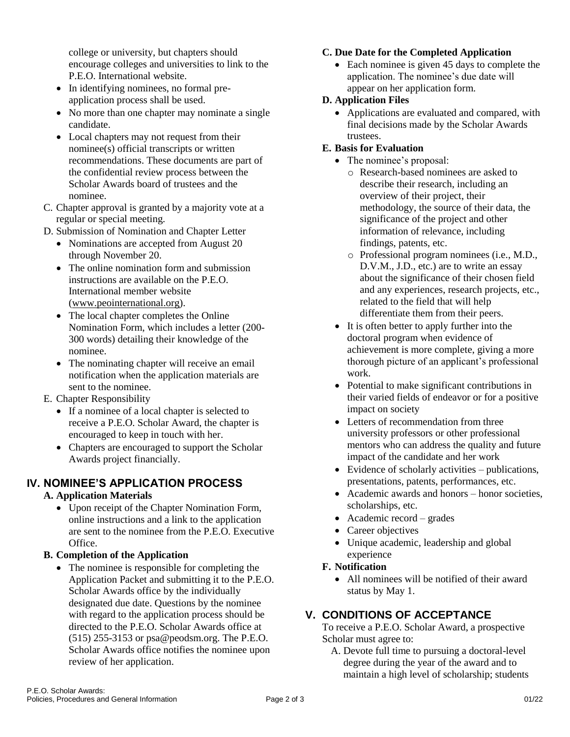college or university, but chapters should encourage colleges and universities to link to the P.E.O. International website.

- In identifying nominees, no formal pre-application process shall be used.
- No more than one chapter may nominate a single candidate.
- Local chapters may not request from their nominee(s) official transcripts or written recommendations. These documents are part of the confidential review process between the Scholar Awards board of trustees and the nominee.

C. Chapter approval is granted by a majority vote at a regular or special meeting.

D. Submission of Nomination and Chapter Letter

- Nominations are accepted from August 20 through November 20.
- The online nomination form and submission instructions are available on the P.E.O. International member website (www.peointernational.org).
- The local chapter completes the Online Nomination Form, which includes a letter (200-300 words) detailing their knowledge of the nominee.
- The nominating chapter will receive an email notification when the application materials are sent to the nominee.

E. Chapter Responsibility

- If a nominee of a local chapter is selected to receive a P.E.O. Scholar Award, the chapter is encouraged to keep in touch with her.
- Chapters are encouraged to support the Scholar Awards project financially.

## IV. NOMINEE'S APPLICATION PROCESS

**A. Application Materials**

- Upon receipt of the Chapter Nomination Form, online instructions and a link to the application are sent to the nominee from the P.E.O. Executive Office.

**B. Completion of the Application**

- The nominee is responsible for completing the Application Packet and submitting it to the P.E.O. Scholar Awards office by the individually designated due date. Questions by the nominee with regard to the application process should be directed to the P.E.O. Scholar Awards office at (515) 255-3153 or psa@peodsm.org. The P.E.O. Scholar Awards office notifies the nominee upon review of her application.

**C. Due Date for the Completed Application**

- Each nominee is given 45 days to complete the application. The nominee's due date will appear on her application form.

**D. Application Files**

- Applications are evaluated and compared, with final decisions made by the Scholar Awards trustees.

**E. Basis for Evaluation**

- The nominee's proposal:
  - Research-based nominees are asked to describe their research, including an overview of their project, their methodology, the source of their data, the significance of the project and other information of relevance, including findings, patents, etc.
  - Professional program nominees (i.e., M.D., D.V.M., J.D., etc.) are to write an essay about the significance of their chosen field and any experiences, research projects, etc., related to the field that will help differentiate them from their peers.
- It is often better to apply further into the doctoral program when evidence of achievement is more complete, giving a more thorough picture of an applicant's professional work.
- Potential to make significant contributions in their varied fields of endeavor or for a positive impact on society
- Letters of recommendation from three university professors or other professional mentors who can address the quality and future impact of the candidate and her work
- Evidence of scholarly activities – publications, presentations, patents, performances, etc.
- Academic awards and honors – honor societies, scholarships, etc.
- Academic record – grades
- Career objectives
- Unique academic, leadership and global experience

**F. Notification**

- All nominees will be notified of their award status by May 1.

## V. CONDITIONS OF ACCEPTANCE

To receive a P.E.O. Scholar Award, a prospective Scholar must agree to:

A. Devote full time to pursuing a doctoral-level degree during the year of the award and to maintain a high level of scholarship; students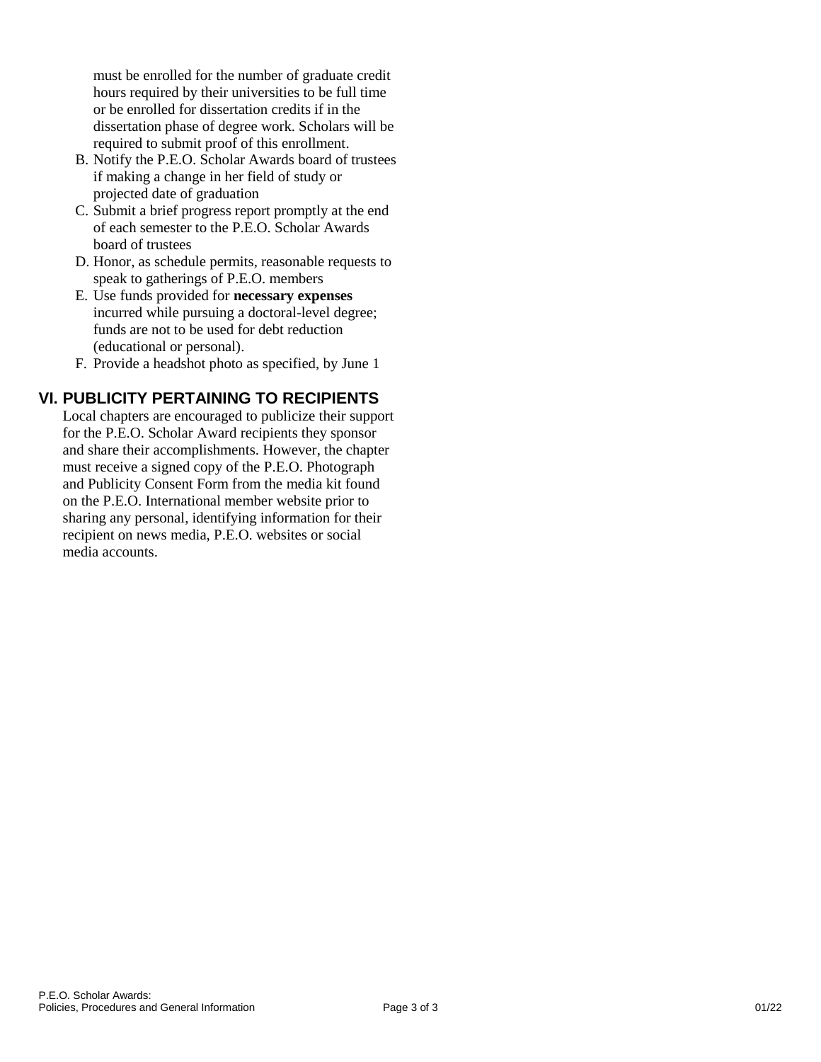must be enrolled for the number of graduate credit hours required by their universities to be full time or be enrolled for dissertation credits if in the dissertation phase of degree work. Scholars will be required to submit proof of this enrollment.

B. Notify the P.E.O. Scholar Awards board of trustees if making a change in her field of study or projected date of graduation
C. Submit a brief progress report promptly at the end of each semester to the P.E.O. Scholar Awards board of trustees
D. Honor, as schedule permits, reasonable requests to speak to gatherings of P.E.O. members
E. Use funds provided for **necessary expenses** incurred while pursuing a doctoral-level degree; funds are not to be used for debt reduction (educational or personal).
F. Provide a headshot photo as specified, by June 1

## VI. PUBLICITY PERTAINING TO RECIPIENTS

Local chapters are encouraged to publicize their support for the P.E.O. Scholar Award recipients they sponsor and share their accomplishments. However, the chapter must receive a signed copy of the P.E.O. Photograph and Publicity Consent Form from the media kit found on the P.E.O. International member website prior to sharing any personal, identifying information for their recipient on news media, P.E.O. websites or social media accounts.